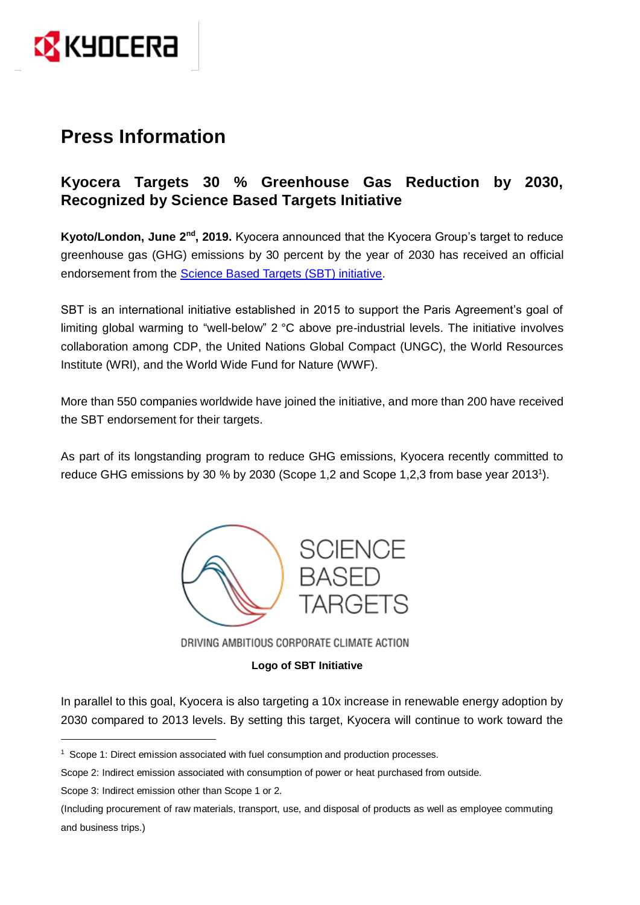# Press Information

## Kyocera Targets 30 % Greenhouse Gas Reduction by 2030, Recognized by Science Based Targets Initiative

**Kyoto/London, June 2nd, 2019.** Kyocera announced that the Kyocera Group's target to reduce greenhouse gas (GHG) emissions by 30 percent by the year of 2030 has received an official endorsement from the Science Based Targets (SBT) initiative.

SBT is an international initiative established in 2015 to support the Paris Agreement's goal of limiting global warming to "well-below" 2 °C above pre-industrial levels. The initiative involves collaboration among CDP, the United Nations Global Compact (UNGC), the World Resources Institute (WRI), and the World Wide Fund for Nature (WWF).

More than 550 companies worldwide have joined the initiative, and more than 200 have received the SBT endorsement for their targets.

As part of its longstanding program to reduce GHG emissions, Kyocera recently committed to reduce GHG emissions by 30 % by 2030 (Scope 1,2 and Scope 1,2,3 from base year 2013[1]).

SCIENCE BASED TARGETS

DRIVING AMBITIOUS CORPORATE CLIMATE ACTION

**Logo of SBT Initiative**

In parallel to this goal, Kyocera is also targeting a 10x increase in renewable energy adoption by 2030 compared to 2013 levels. By setting this target, Kyocera will continue to work toward the

---

[1] Scope 1: Direct emission associated with fuel consumption and production processes.

Scope 2: Indirect emission associated with consumption of power or heat purchased from outside.

Scope 3: Indirect emission other than Scope 1 or 2.

(Including procurement of raw materials, transport, use, and disposal of products as well as employee commuting and business trips.)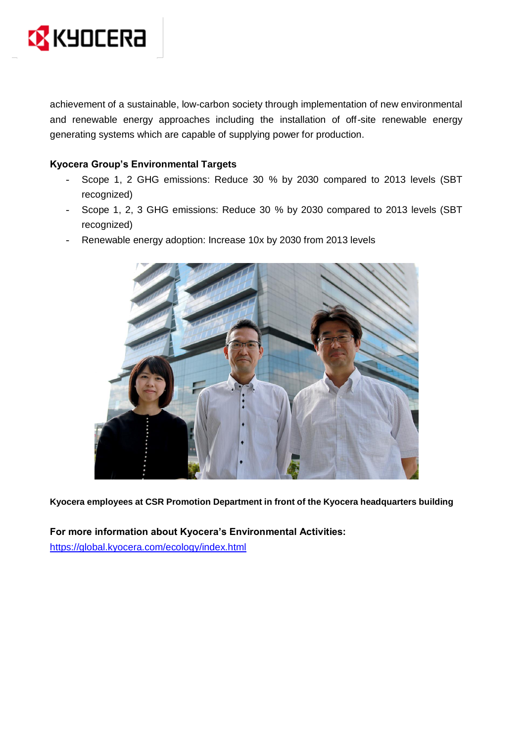achievement of a sustainable, low-carbon society through implementation of new environmental and renewable energy approaches including the installation of off-site renewable energy generating systems which are capable of supplying power for production.

**Kyocera Group's Environmental Targets**

- Scope 1, 2 GHG emissions: Reduce 30 % by 2030 compared to 2013 levels (SBT recognized)
- Scope 1, 2, 3 GHG emissions: Reduce 30 % by 2030 compared to 2013 levels (SBT recognized)
- Renewable energy adoption: Increase 10x by 2030 from 2013 levels

**Kyocera employees at CSR Promotion Department in front of the Kyocera headquarters building**

**For more information about Kyocera's Environmental Activities:**
https://global.kyocera.com/ecology/index.html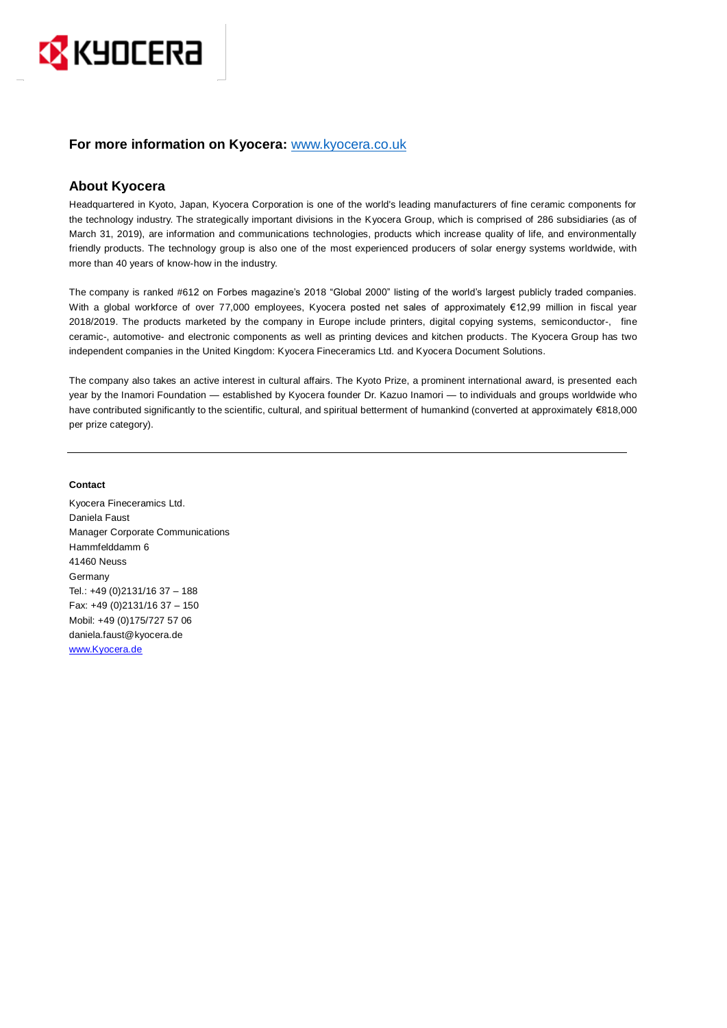**For more information on Kyocera:** [www.kyocera.co.uk](http://www.kyocera.co.uk)

## About Kyocera

Headquartered in Kyoto, Japan, Kyocera Corporation is one of the world's leading manufacturers of fine ceramic components for the technology industry. The strategically important divisions in the Kyocera Group, which is comprised of 286 subsidiaries (as of March 31, 2019), are information and communications technologies, products which increase quality of life, and environmentally friendly products. The technology group is also one of the most experienced producers of solar energy systems worldwide, with more than 40 years of know-how in the industry.

The company is ranked #612 on Forbes magazine's 2018 "Global 2000" listing of the world's largest publicly traded companies. With a global workforce of over 77,000 employees, Kyocera posted net sales of approximately €12,99 million in fiscal year 2018/2019. The products marketed by the company in Europe include printers, digital copying systems, semiconductor-, fine ceramic-, automotive- and electronic components as well as printing devices and kitchen products. The Kyocera Group has two independent companies in the United Kingdom: Kyocera Fineceramics Ltd. and Kyocera Document Solutions.

The company also takes an active interest in cultural affairs. The Kyoto Prize, a prominent international award, is presented each year by the Inamori Foundation — established by Kyocera founder Dr. Kazuo Inamori — to individuals and groups worldwide who have contributed significantly to the scientific, cultural, and spiritual betterment of humankind (converted at approximately €818,000 per prize category).

---

**Contact**

Kyocera Fineceramics Ltd.
Daniela Faust
Manager Corporate Communications
Hammfelddamm 6
41460 Neuss
Germany
Tel.: +49 (0)2131/16 37 – 188
Fax: +49 (0)2131/16 37 – 150
Mobil: +49 (0)175/727 57 06
daniela.faust@kyocera.de
[www.Kyocera.de](http://www.Kyocera.de)